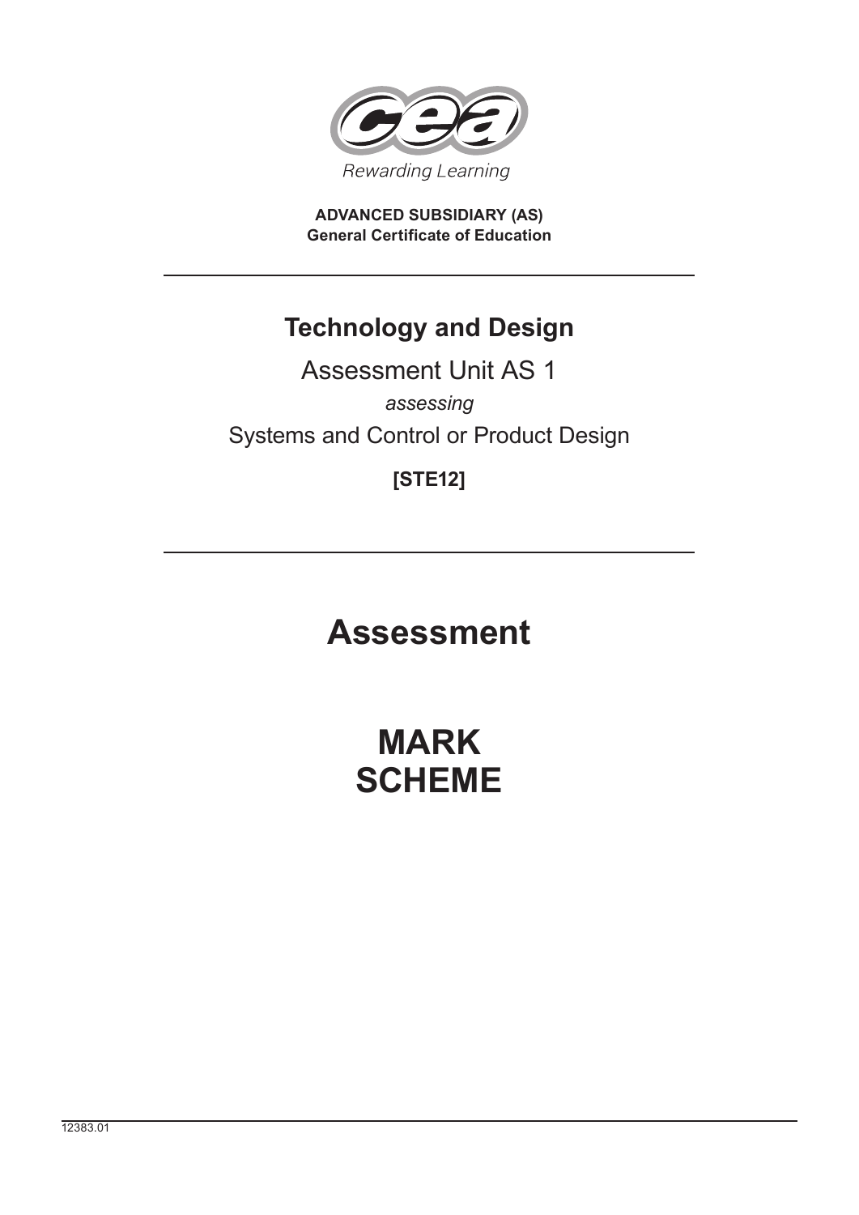Rewarding Learning

**ADVANCED SUBSIDIARY (AS)**
**General Certificate of Education**

## Technology and Design

Assessment Unit AS 1

*assessing*

Systems and Control or Product Design

**[STE12]**

# Assessment

# MARK SCHEME

12383.01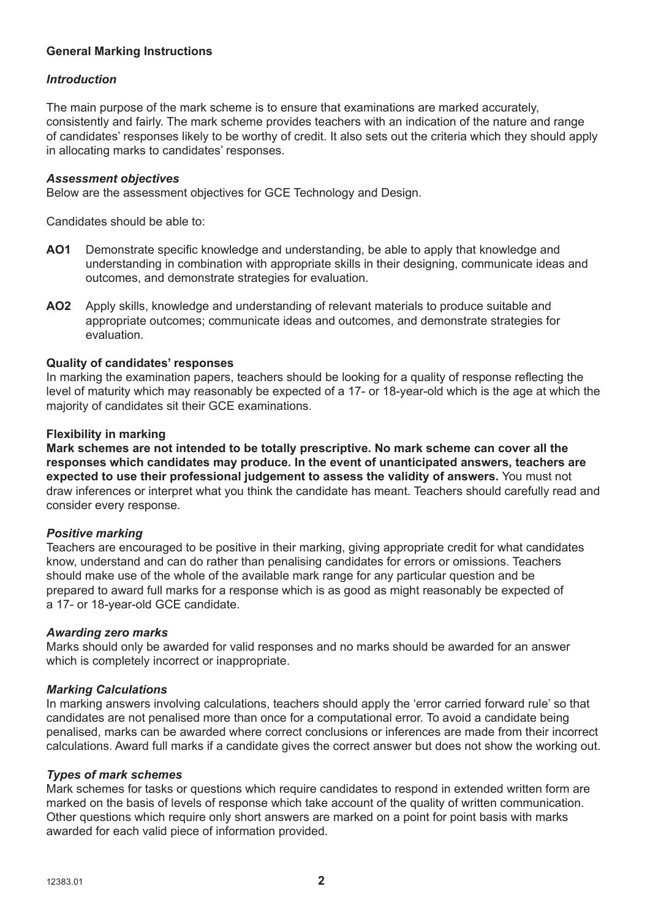**General Marking Instructions**

***Introduction***

The main purpose of the mark scheme is to ensure that examinations are marked accurately, consistently and fairly. The mark scheme provides teachers with an indication of the nature and range of candidates' responses likely to be worthy of credit. It also sets out the criteria which they should apply in allocating marks to candidates' responses.

***Assessment objectives***

Below are the assessment objectives for GCE Technology and Design.

Candidates should be able to:

**AO1** Demonstrate specific knowledge and understanding, be able to apply that knowledge and understanding in combination with appropriate skills in their designing, communicate ideas and outcomes, and demonstrate strategies for evaluation.

**AO2** Apply skills, knowledge and understanding of relevant materials to produce suitable and appropriate outcomes; communicate ideas and outcomes, and demonstrate strategies for evaluation.

**Quality of candidates' responses**

In marking the examination papers, teachers should be looking for a quality of response reflecting the level of maturity which may reasonably be expected of a 17- or 18-year-old which is the age at which the majority of candidates sit their GCE examinations.

**Flexibility in marking**

**Mark schemes are not intended to be totally prescriptive. No mark scheme can cover all the responses which candidates may produce. In the event of unanticipated answers, teachers are expected to use their professional judgement to assess the validity of answers.** You must not draw inferences or interpret what you think the candidate has meant. Teachers should carefully read and consider every response.

***Positive marking***

Teachers are encouraged to be positive in their marking, giving appropriate credit for what candidates know, understand and can do rather than penalising candidates for errors or omissions. Teachers should make use of the whole of the available mark range for any particular question and be prepared to award full marks for a response which is as good as might reasonably be expected of a 17- or 18-year-old GCE candidate.

***Awarding zero marks***

Marks should only be awarded for valid responses and no marks should be awarded for an answer which is completely incorrect or inappropriate.

***Marking Calculations***

In marking answers involving calculations, teachers should apply the 'error carried forward rule' so that candidates are not penalised more than once for a computational error. To avoid a candidate being penalised, marks can be awarded where correct conclusions or inferences are made from their incorrect calculations. Award full marks if a candidate gives the correct answer but does not show the working out.

***Types of mark schemes***

Mark schemes for tasks or questions which require candidates to respond in extended written form are marked on the basis of levels of response which take account of the quality of written communication. Other questions which require only short answers are marked on a point for point basis with marks awarded for each valid piece of information provided.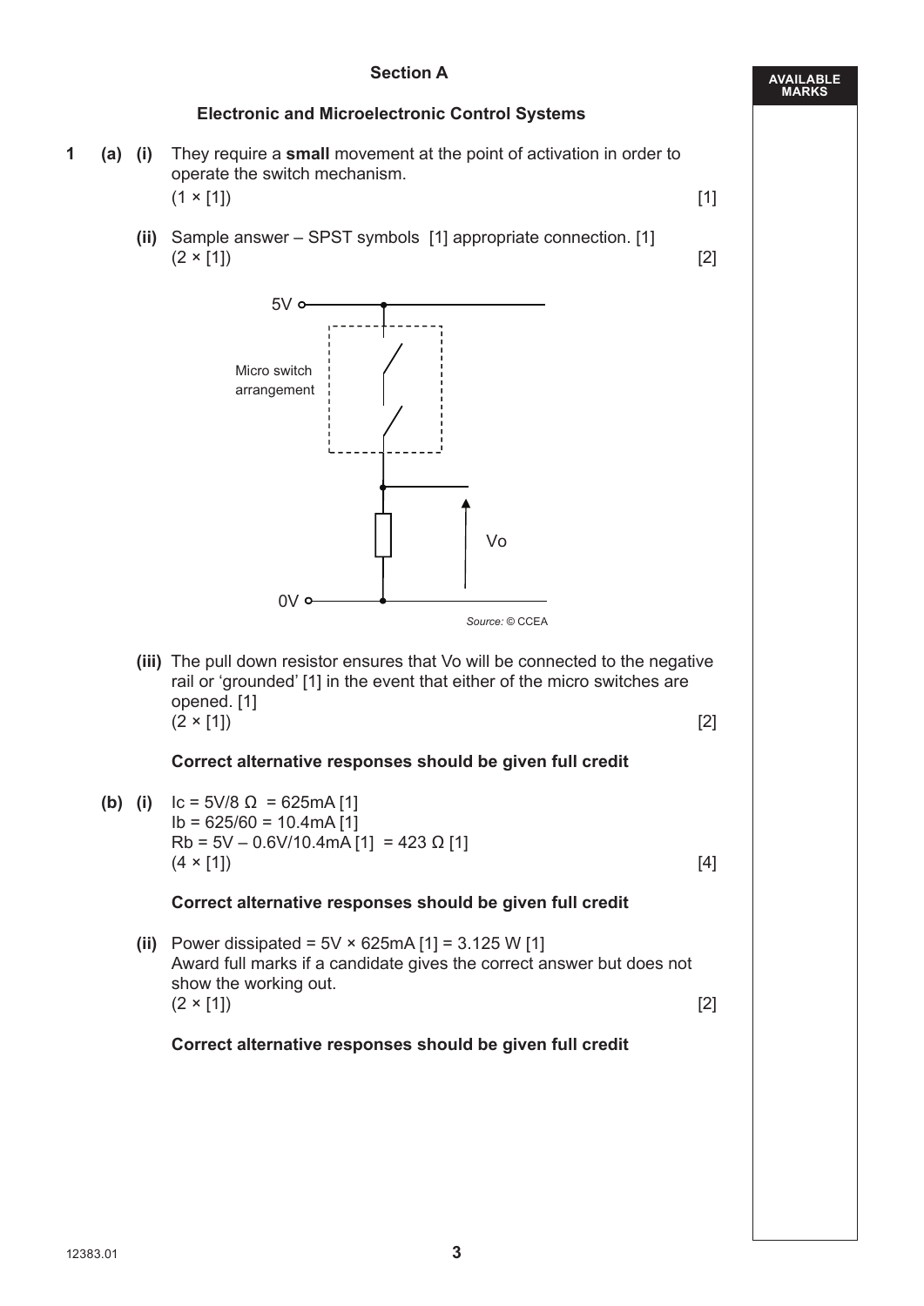## Section A

### Electronic and Microelectronic Control Systems

**1 (a) (i)** They require a **small** movement at the point of activation in order to operate the switch mechanism.
(1 × [1]) [1]

**(ii)** Sample answer – SPST symbols [1] appropriate connection. [1]
(2 × [1]) [2]

5V

Micro switch arrangement

Vo

0V

*Source:* © CCEA

**(iii)** The pull down resistor ensures that Vo will be connected to the negative rail or 'grounded' [1] in the event that either of the micro switches are opened. [1]
(2 × [1]) [2]

**Correct alternative responses should be given full credit**

**(b) (i)** $I_c = 5V/8\ \Omega = 625mA$ [1]
$I_b = 625/60 = 10.4mA$ [1]
$R_b = 5V - 0.6V/10.4mA$ [1] $= 423\ \Omega$ [1]
(4 × [1]) [4]

**Correct alternative responses should be given full credit**

**(ii)** Power dissipated = 5V × 625mA [1] = 3.125 W [1]
Award full marks if a candidate gives the correct answer but does not show the working out.
(2 × [1]) [2]

**Correct alternative responses should be given full credit**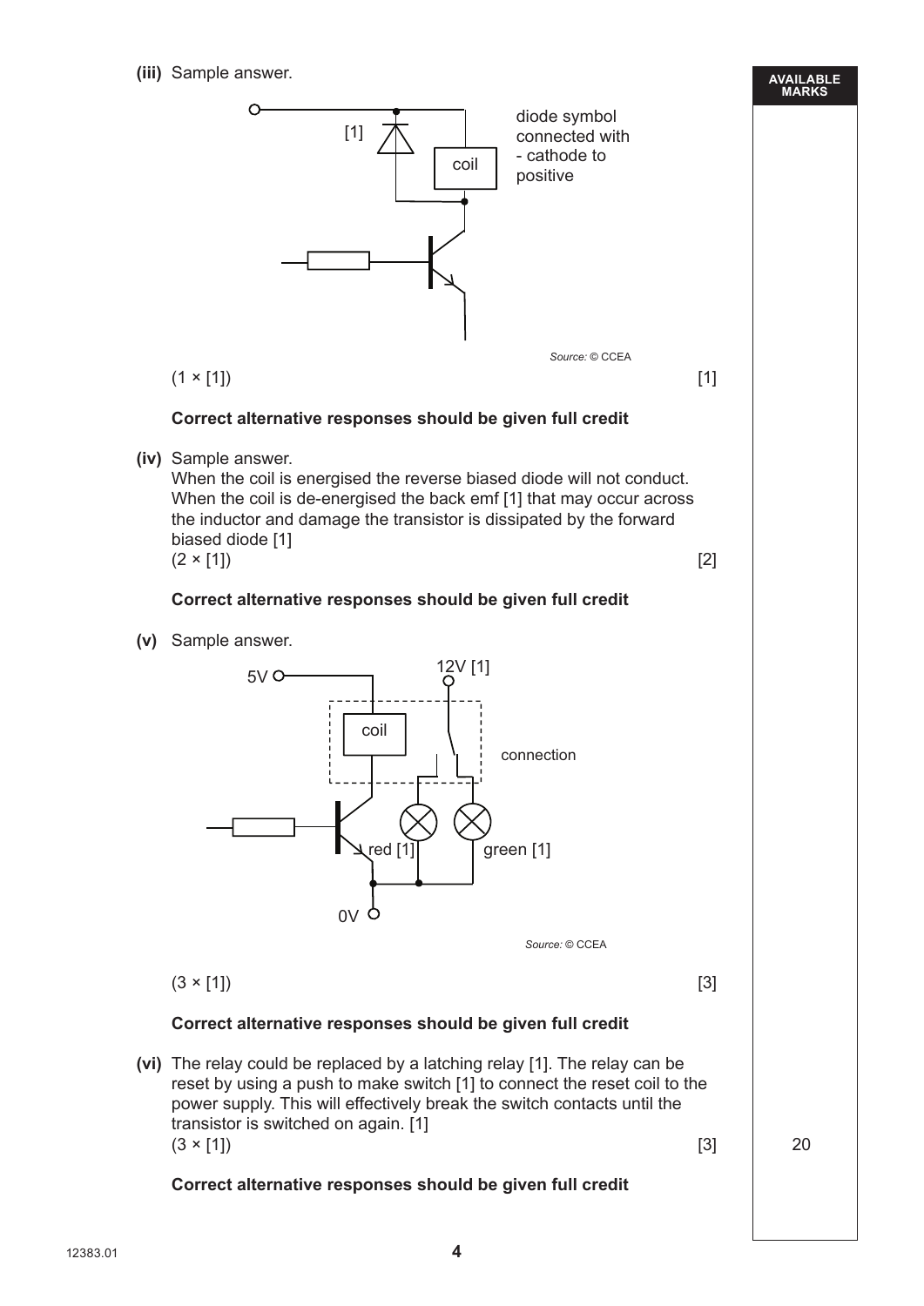**(iii)** Sample answer.

[1]

diode symbol connected with - cathode to positive

coil

Source: © CCEA

(1 × [1]) [1]

**Correct alternative responses should be given full credit**

**(iv)** Sample answer.
When the coil is energised the reverse biased diode will not conduct. When the coil is de-energised the back emf [1] that may occur across the inductor and damage the transistor is dissipated by the forward biased diode [1]
(2 × [1]) [2]

**Correct alternative responses should be given full credit**

**(v)** Sample answer.

5V

12V [1]

coil

connection

red [1]

green [1]

0V

Source: © CCEA

(3 × [1]) [3]

**Correct alternative responses should be given full credit**

**(vi)** The relay could be replaced by a latching relay [1]. The relay can be reset by using a push to make switch [1] to connect the reset coil to the power supply. This will effectively break the switch contacts until the transistor is switched on again. [1]
(3 × [1]) [3]

**Correct alternative responses should be given full credit**

AVAILABLE MARKS

20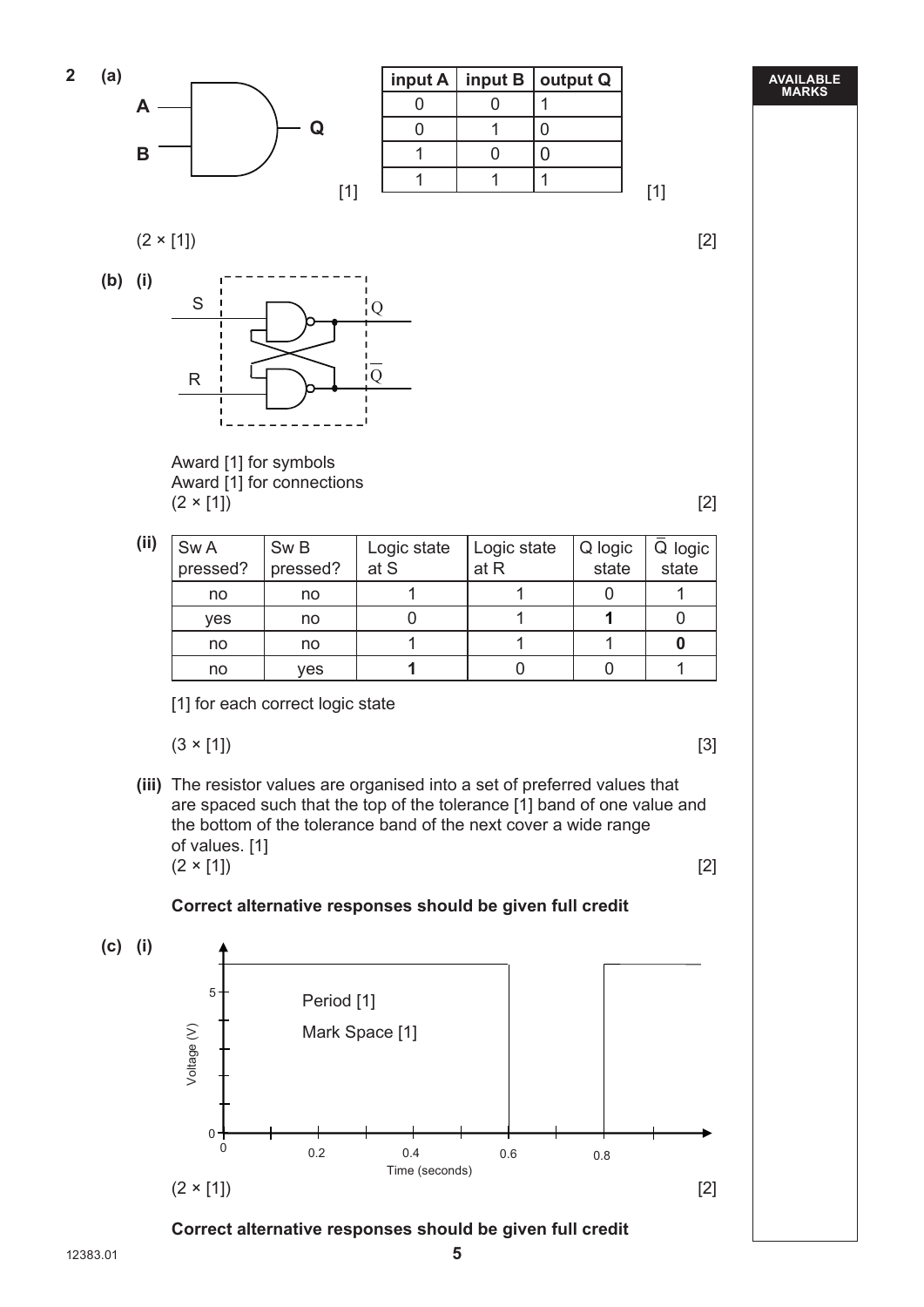**2 (a)**

A, B → Q [1]

| input A | input B | output Q |
|---|---|---|
| 0 | 0 | 1 |
| 0 | 1 | 0 |
| 1 | 0 | 0 |
| 1 | 1 | 1 |

[1]

(2 × [1]) [2]

**(b) (i)**

S, R, Q, $\overline{Q}$

Award [1] for symbols
Award [1] for connections
(2 × [1]) [2]

**(ii)**

| Sw A pressed? | Sw B pressed? | Logic state at S | Logic state at R | Q logic state | $\overline{Q}$ logic state |
|---|---|---|---|---|---|
| no | no | 1 | 1 | 0 | 1 |
| yes | no | 0 | 1 | **1** | 0 |
| no | no | 1 | 1 | 1 | **0** |
| no | yes | **1** | 0 | 0 | 1 |

[1] for each correct logic state

(3 × [1]) [3]

**(iii)** The resistor values are organised into a set of preferred values that are spaced such that the top of the tolerance [1] band of one value and the bottom of the tolerance band of the next cover a wide range of values. [1]
(2 × [1]) [2]

**Correct alternative responses should be given full credit**

**(c) (i)**

Voltage (V): 0, 5
Time (seconds): 0, 0.2, 0.4, 0.6, 0.8

Period [1]
Mark Space [1]

(2 × [1]) [2]

**Correct alternative responses should be given full credit**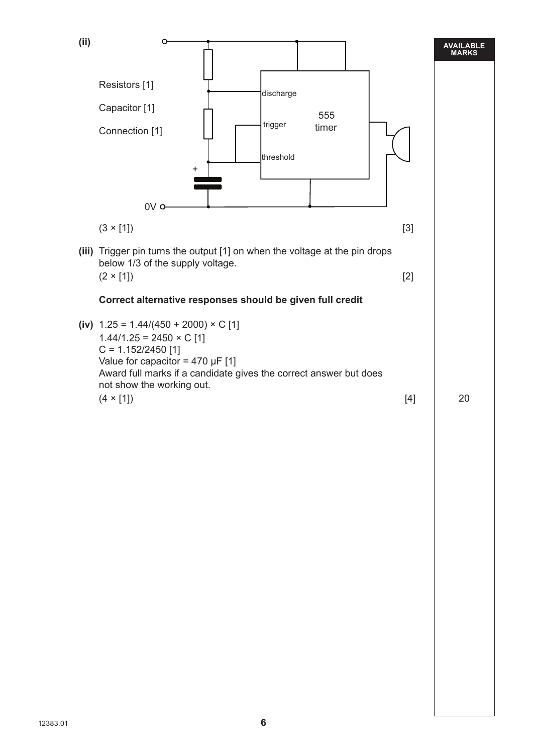**(ii)**

Resistors [1]

Capacitor [1]

Connection [1]

discharge

trigger

threshold

555 timer

0V

(3 × [1]) [3]

**(iii)** Trigger pin turns the output [1] on when the voltage at the pin drops below 1/3 of the supply voltage.
(2 × [1]) [2]

**Correct alternative responses should be given full credit**

**(iv)** $1.25 = 1.44/(450 + 2000) \times C$ [1]
$1.44/1.25 = 2450 \times C$ [1]
$C = 1.152/2450$ [1]
Value for capacitor = 470 μF [1]
Award full marks if a candidate gives the correct answer but does not show the working out.
(4 × [1]) [4]

AVAILABLE MARKS: 20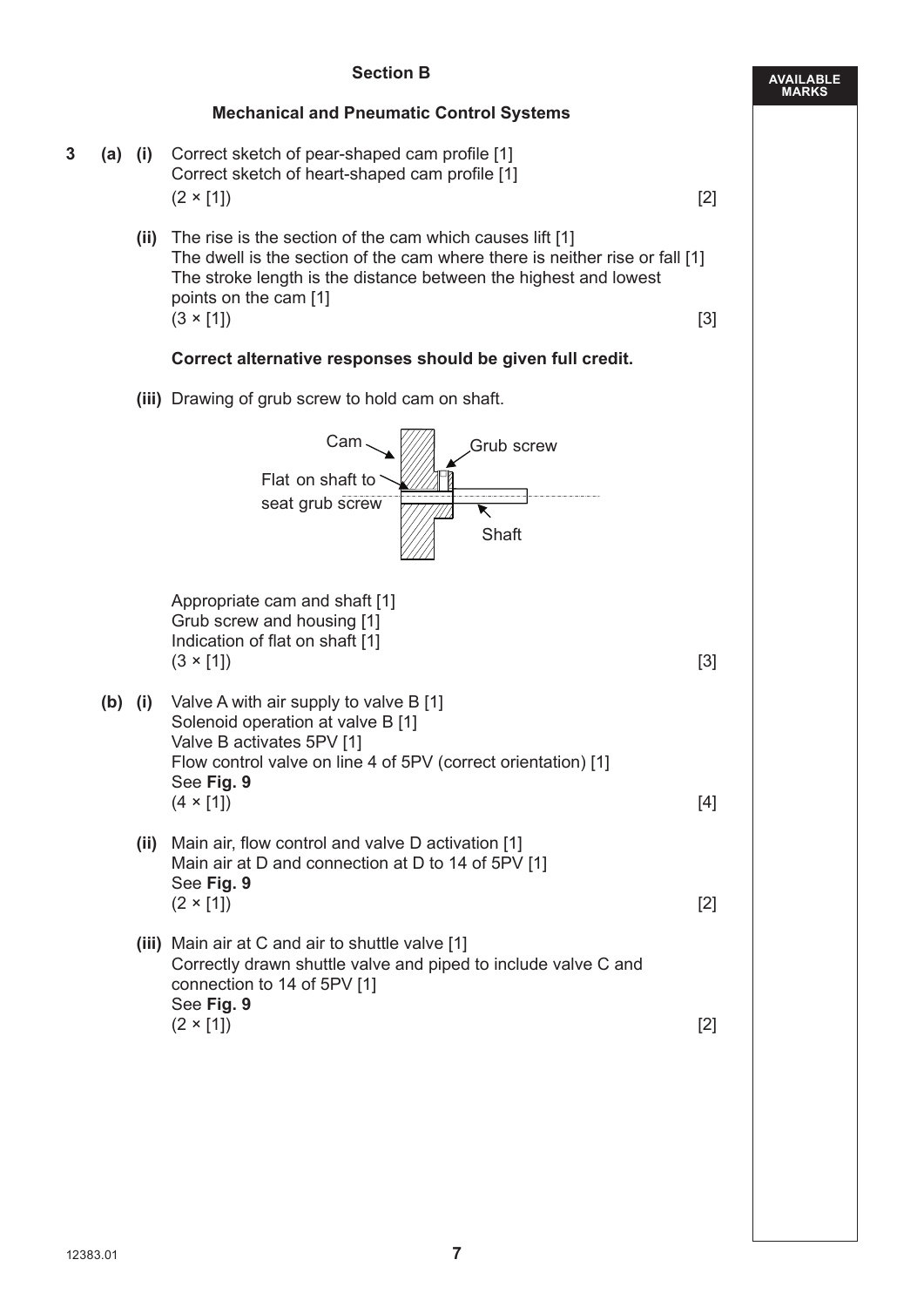## Section B

### Mechanical and Pneumatic Control Systems

**3 (a) (i)** Correct sketch of pear-shaped cam profile [1]
Correct sketch of heart-shaped cam profile [1]
(2 × [1]) [2]

**(ii)** The rise is the section of the cam which causes lift [1]
The dwell is the section of the cam where there is neither rise or fall [1]
The stroke length is the distance between the highest and lowest points on the cam [1]
(3 × [1]) [3]

**Correct alternative responses should be given full credit.**

**(iii)** Drawing of grub screw to hold cam on shaft.

Cam
Grub screw
Flat on shaft to seat grub screw
Shaft

Appropriate cam and shaft [1]
Grub screw and housing [1]
Indication of flat on shaft [1]
(3 × [1]) [3]

**(b) (i)** Valve A with air supply to valve B [1]
Solenoid operation at valve B [1]
Valve B activates 5PV [1]
Flow control valve on line 4 of 5PV (correct orientation) [1]
See **Fig. 9**
(4 × [1]) [4]

**(ii)** Main air, flow control and valve D activation [1]
Main air at D and connection at D to 14 of 5PV [1]
See **Fig. 9**
(2 × [1]) [2]

**(iii)** Main air at C and air to shuttle valve [1]
Correctly drawn shuttle valve and piped to include valve C and connection to 14 of 5PV [1]
See **Fig. 9**
(2 × [1]) [2]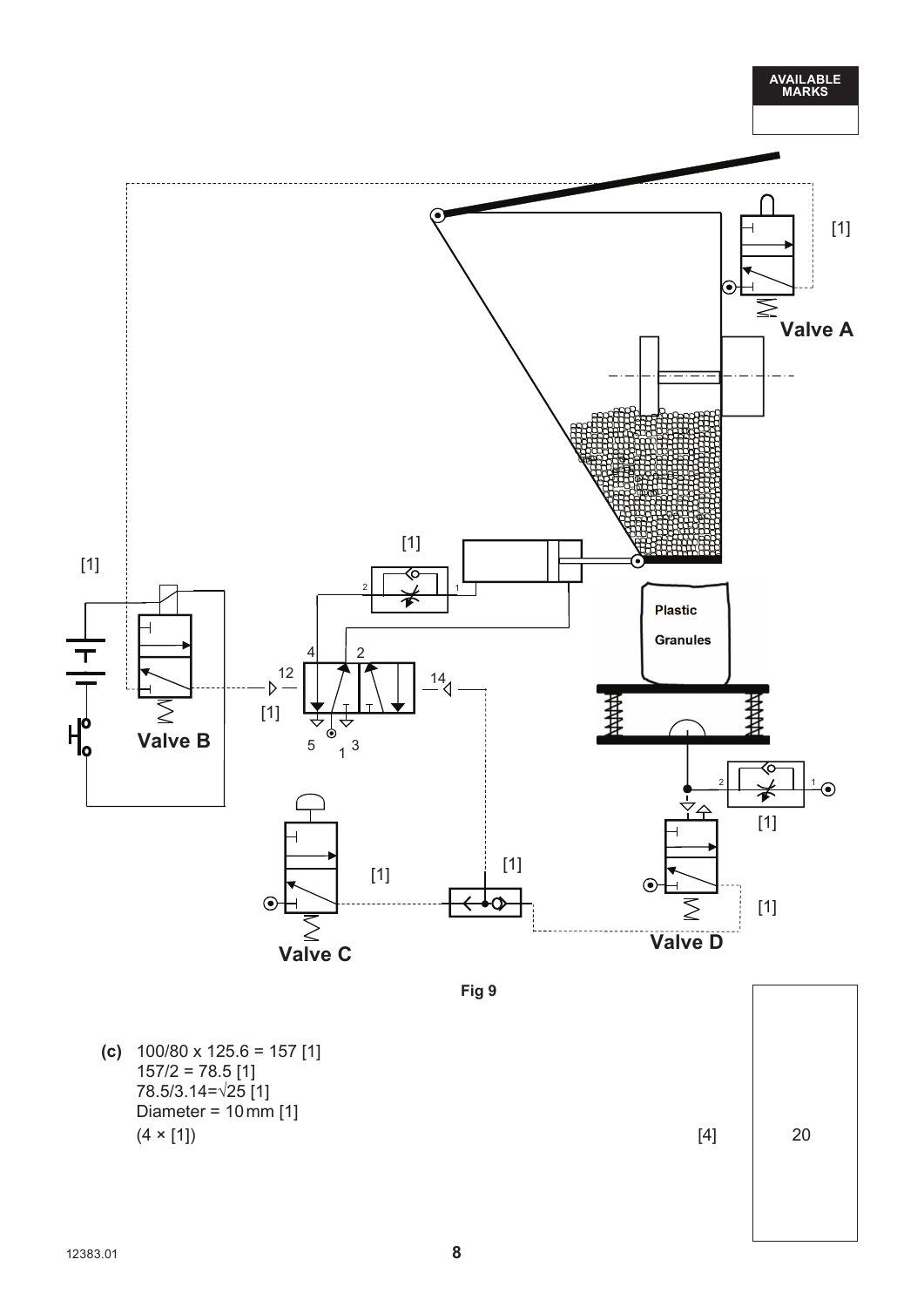Fig 9

**(c)** 100/80 x 125.6 = 157 [1]
157/2 = 78.5 [1]
78.5/3.14=√25 [1]
Diameter = 10 mm [1]
(4 × [1]) [4]

20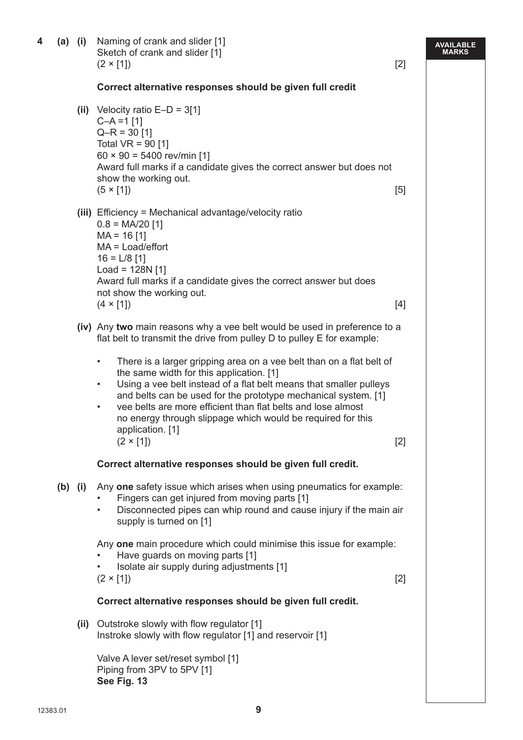**4 (a) (i)** Naming of crank and slider [1]
Sketch of crank and slider [1]
(2 × [1]) [2]

**Correct alternative responses should be given full credit**

**(ii)** Velocity ratio E–D = 3[1]
C–A =1 [1]
Q–R = 30 [1]
Total VR = 90 [1]
60 × 90 = 5400 rev/min [1]
Award full marks if a candidate gives the correct answer but does not show the working out.
(5 × [1]) [5]

**(iii)** Efficiency = Mechanical advantage/velocity ratio
0.8 = MA/20 [1]
MA = 16 [1]
MA = Load/effort
16 = L/8 [1]
Load = 128N [1]
Award full marks if a candidate gives the correct answer but does not show the working out.
(4 × [1]) [4]

**(iv)** Any **two** main reasons why a vee belt would be used in preference to a flat belt to transmit the drive from pulley D to pulley E for example:

- There is a larger gripping area on a vee belt than on a flat belt of the same width for this application. [1]
- Using a vee belt instead of a flat belt means that smaller pulleys and belts can be used for the prototype mechanical system. [1]
- vee belts are more efficient than flat belts and lose almost no energy through slippage which would be required for this application. [1]
(2 × [1]) [2]

**Correct alternative responses should be given full credit.**

**(b) (i)** Any **one** safety issue which arises when using pneumatics for example:
- Fingers can get injured from moving parts [1]
- Disconnected pipes can whip round and cause injury if the main air supply is turned on [1]

Any **one** main procedure which could minimise this issue for example:
- Have guards on moving parts [1]
- Isolate air supply during adjustments [1]

(2 × [1]) [2]

**Correct alternative responses should be given full credit.**

**(ii)** Outstroke slowly with flow regulator [1]
Instroke slowly with flow regulator [1] and reservoir [1]

Valve A lever set/reset symbol [1]
Piping from 3PV to 5PV [1]
**See Fig. 13**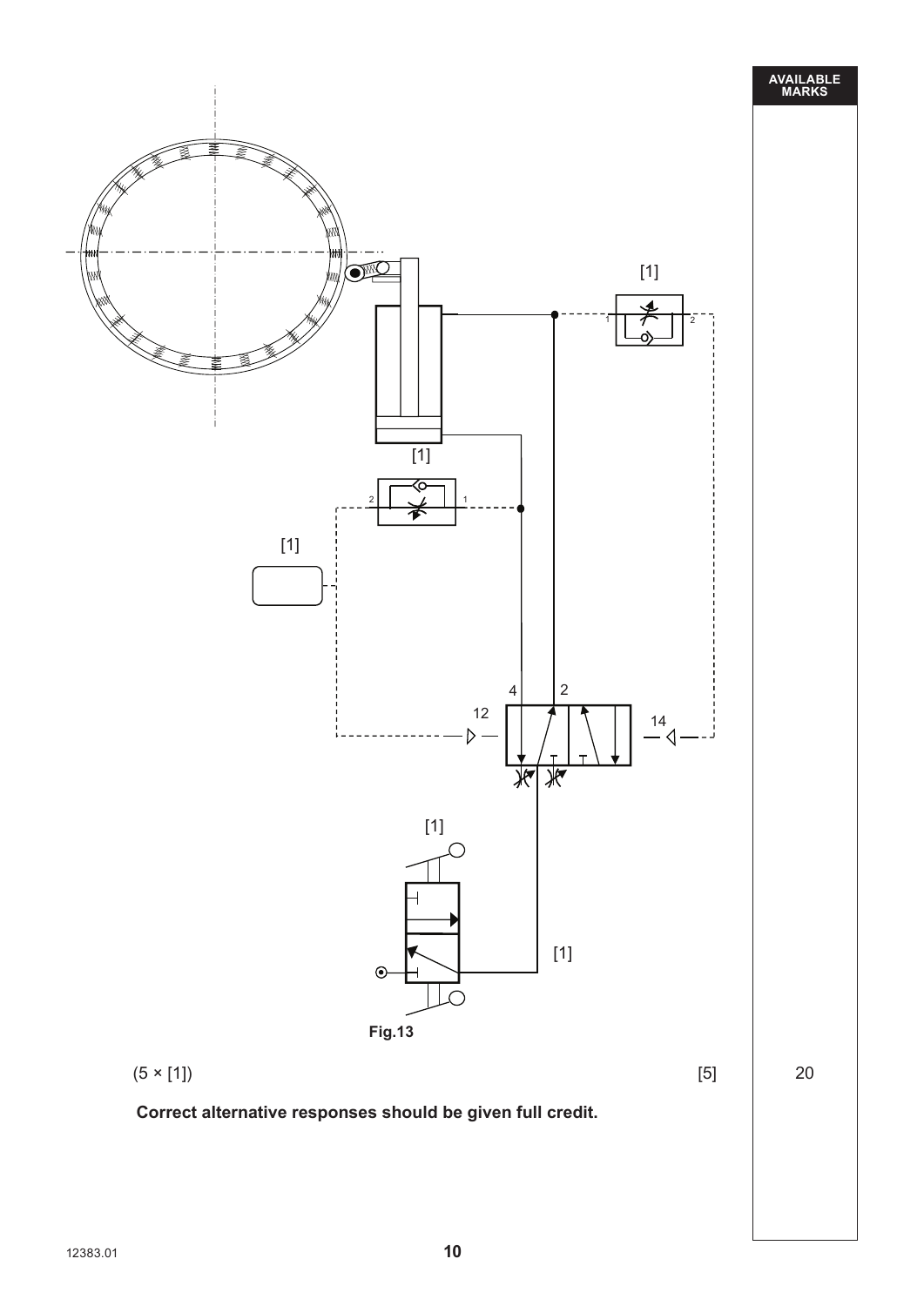[1]

[1]

[1]

4 2

12 14

[1]

[1]

Fig.13

(5 × [1]) [5]

**Correct alternative responses should be given full credit.**

AVAILABLE MARKS

20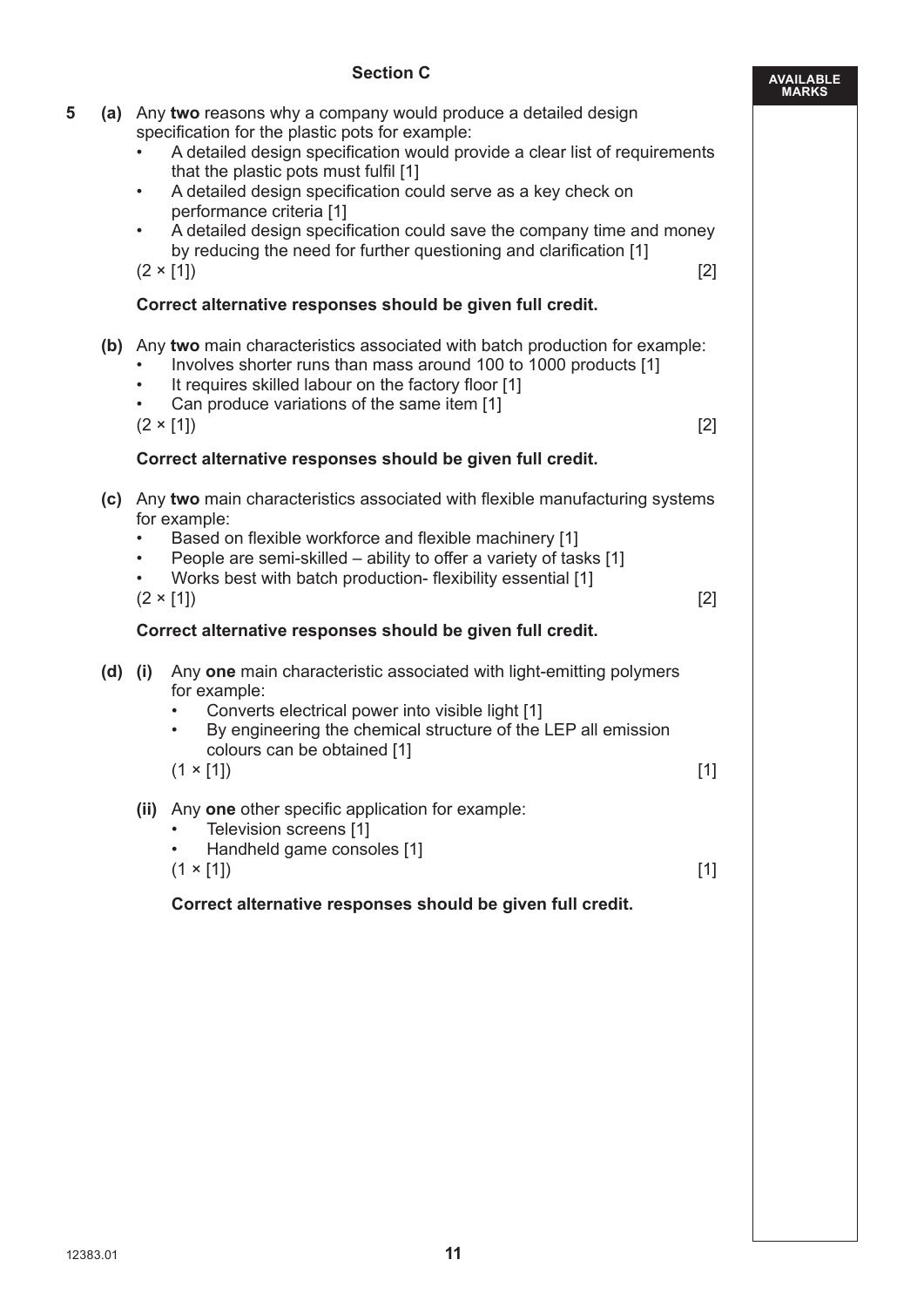## Section C

**5 (a)** Any **two** reasons why a company would produce a detailed design specification for the plastic pots for example:

- A detailed design specification would provide a clear list of requirements that the plastic pots must fulfil [1]
- A detailed design specification could serve as a key check on performance criteria [1]
- A detailed design specification could save the company time and money by reducing the need for further questioning and clarification [1]

(2 × [1]) [2]

**Correct alternative responses should be given full credit.**

**(b)** Any **two** main characteristics associated with batch production for example:

- Involves shorter runs than mass around 100 to 1000 products [1]
- It requires skilled labour on the factory floor [1]
- Can produce variations of the same item [1]

(2 × [1]) [2]

**Correct alternative responses should be given full credit.**

**(c)** Any **two** main characteristics associated with flexible manufacturing systems for example:

- Based on flexible workforce and flexible machinery [1]
- People are semi-skilled – ability to offer a variety of tasks [1]
- Works best with batch production- flexibility essential [1]

(2 × [1]) [2]

**Correct alternative responses should be given full credit.**

**(d) (i)** Any **one** main characteristic associated with light-emitting polymers for example:

- Converts electrical power into visible light [1]
- By engineering the chemical structure of the LEP all emission colours can be obtained [1]

(1 × [1]) [1]

**(ii)** Any **one** other specific application for example:

- Television screens [1]
- Handheld game consoles [1]

(1 × [1]) [1]

**Correct alternative responses should be given full credit.**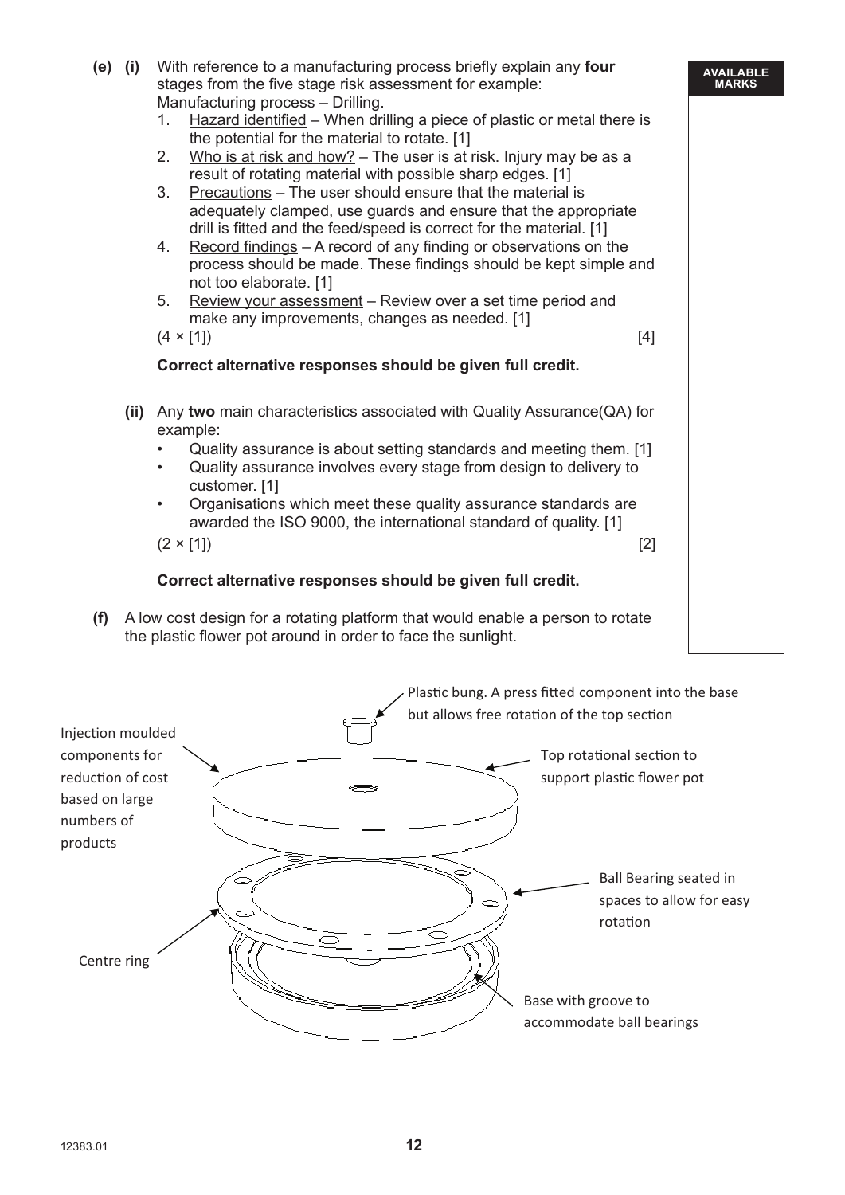**(e) (i)** With reference to a manufacturing process briefly explain any **four** stages from the five stage risk assessment for example:

Manufacturing process – Drilling.

1. Hazard identified – When drilling a piece of plastic or metal there is the potential for the material to rotate. [1]
2. Who is at risk and how? – The user is at risk. Injury may be as a result of rotating material with possible sharp edges. [1]
3. Precautions – The user should ensure that the material is adequately clamped, use guards and ensure that the appropriate drill is fitted and the feed/speed is correct for the material. [1]
4. Record findings – A record of any finding or observations on the process should be made. These findings should be kept simple and not too elaborate. [1]
5. Review your assessment – Review over a set time period and make any improvements, changes as needed. [1]

(4 × [1]) [4]

**Correct alternative responses should be given full credit.**

**(ii)** Any **two** main characteristics associated with Quality Assurance(QA) for example:

- Quality assurance is about setting standards and meeting them. [1]
- Quality assurance involves every stage from design to delivery to customer. [1]
- Organisations which meet these quality assurance standards are awarded the ISO 9000, the international standard of quality. [1]

(2 × [1]) [2]

**Correct alternative responses should be given full credit.**

**(f)** A low cost design for a rotating platform that would enable a person to rotate the plastic flower pot around in order to face the sunlight.

Plastic bung. A press fitted component into the base but allows free rotation of the top section

Injection moulded components for reduction of cost based on large numbers of products

Top rotational section to support plastic flower pot

Ball Bearing seated in spaces to allow for easy rotation

Centre ring

Base with groove to accommodate ball bearings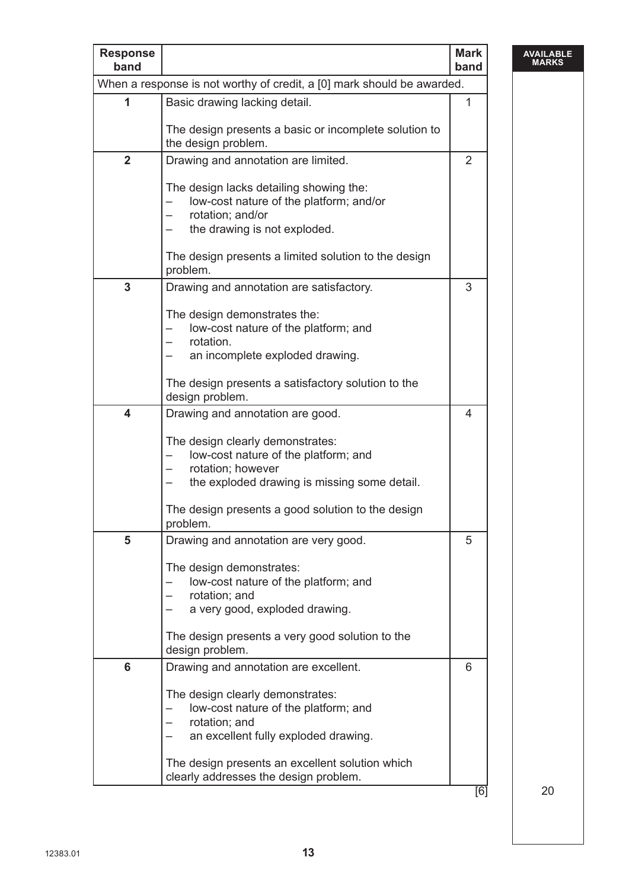| Response band | | Mark band |
|---|---|---|
| When a response is not worthy of credit, a [0] mark should be awarded. | | |
| 1 | Basic drawing lacking detail.<br><br>The design presents a basic or incomplete solution to the design problem. | 1 |
| 2 | Drawing and annotation are limited.<br><br>The design lacks detailing showing the:<br>– low-cost nature of the platform; and/or<br>– rotation; and/or<br>– the drawing is not exploded.<br><br>The design presents a limited solution to the design problem. | 2 |
| 3 | Drawing and annotation are satisfactory.<br><br>The design demonstrates the:<br>– low-cost nature of the platform; and<br>– rotation.<br>– an incomplete exploded drawing.<br><br>The design presents a satisfactory solution to the design problem. | 3 |
| 4 | Drawing and annotation are good.<br><br>The design clearly demonstrates:<br>– low-cost nature of the platform; and<br>– rotation; however<br>– the exploded drawing is missing some detail.<br><br>The design presents a good solution to the design problem. | 4 |
| 5 | Drawing and annotation are very good.<br><br>The design demonstrates:<br>– low-cost nature of the platform; and<br>– rotation; and<br>– a very good, exploded drawing.<br><br>The design presents a very good solution to the design problem. | 5 |
| 6 | Drawing and annotation are excellent.<br><br>The design clearly demonstrates:<br>– low-cost nature of the platform; and<br>– rotation; and<br>– an excellent fully exploded drawing.<br><br>The design presents an excellent solution which clearly addresses the design problem. | 6 |

[6]

AVAILABLE MARKS: 20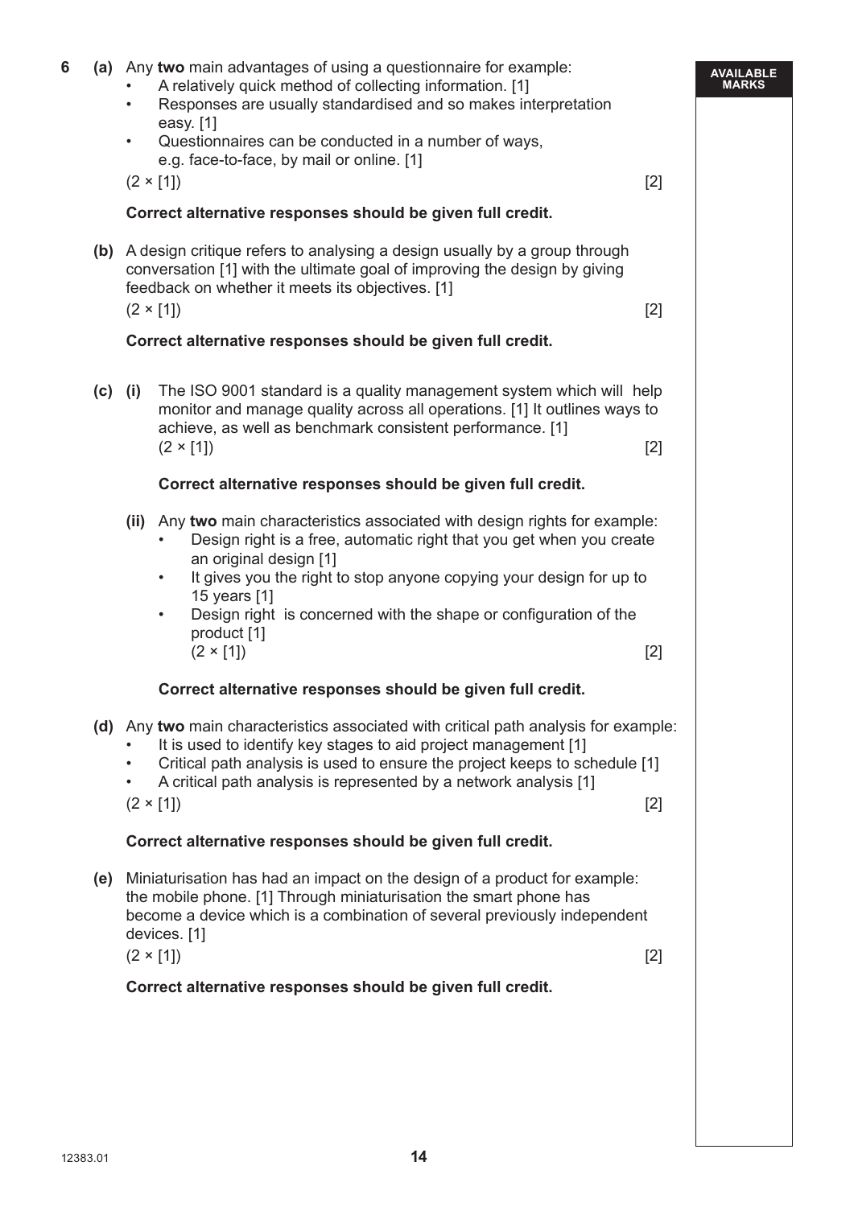**6 (a)** Any **two** main advantages of using a questionnaire for example:

- A relatively quick method of collecting information. [1]
- Responses are usually standardised and so makes interpretation easy. [1]
- Questionnaires can be conducted in a number of ways, e.g. face-to-face, by mail or online. [1]

(2 × [1]) [2]

**Correct alternative responses should be given full credit.**

**(b)** A design critique refers to analysing a design usually by a group through conversation [1] with the ultimate goal of improving the design by giving feedback on whether it meets its objectives. [1]

(2 × [1]) [2]

**Correct alternative responses should be given full credit.**

**(c) (i)** The ISO 9001 standard is a quality management system which will help monitor and manage quality across all operations. [1] It outlines ways to achieve, as well as benchmark consistent performance. [1]

(2 × [1]) [2]

**Correct alternative responses should be given full credit.**

**(ii)** Any **two** main characteristics associated with design rights for example:

- Design right is a free, automatic right that you get when you create an original design [1]
- It gives you the right to stop anyone copying your design for up to 15 years [1]
- Design right is concerned with the shape or configuration of the product [1]

(2 × [1]) [2]

**Correct alternative responses should be given full credit.**

**(d)** Any **two** main characteristics associated with critical path analysis for example:

- It is used to identify key stages to aid project management [1]
- Critical path analysis is used to ensure the project keeps to schedule [1]
- A critical path analysis is represented by a network analysis [1]

(2 × [1]) [2]

**Correct alternative responses should be given full credit.**

**(e)** Miniaturisation has had an impact on the design of a product for example: the mobile phone. [1] Through miniaturisation the smart phone has become a device which is a combination of several previously independent devices. [1]

(2 × [1]) [2]

**Correct alternative responses should be given full credit.**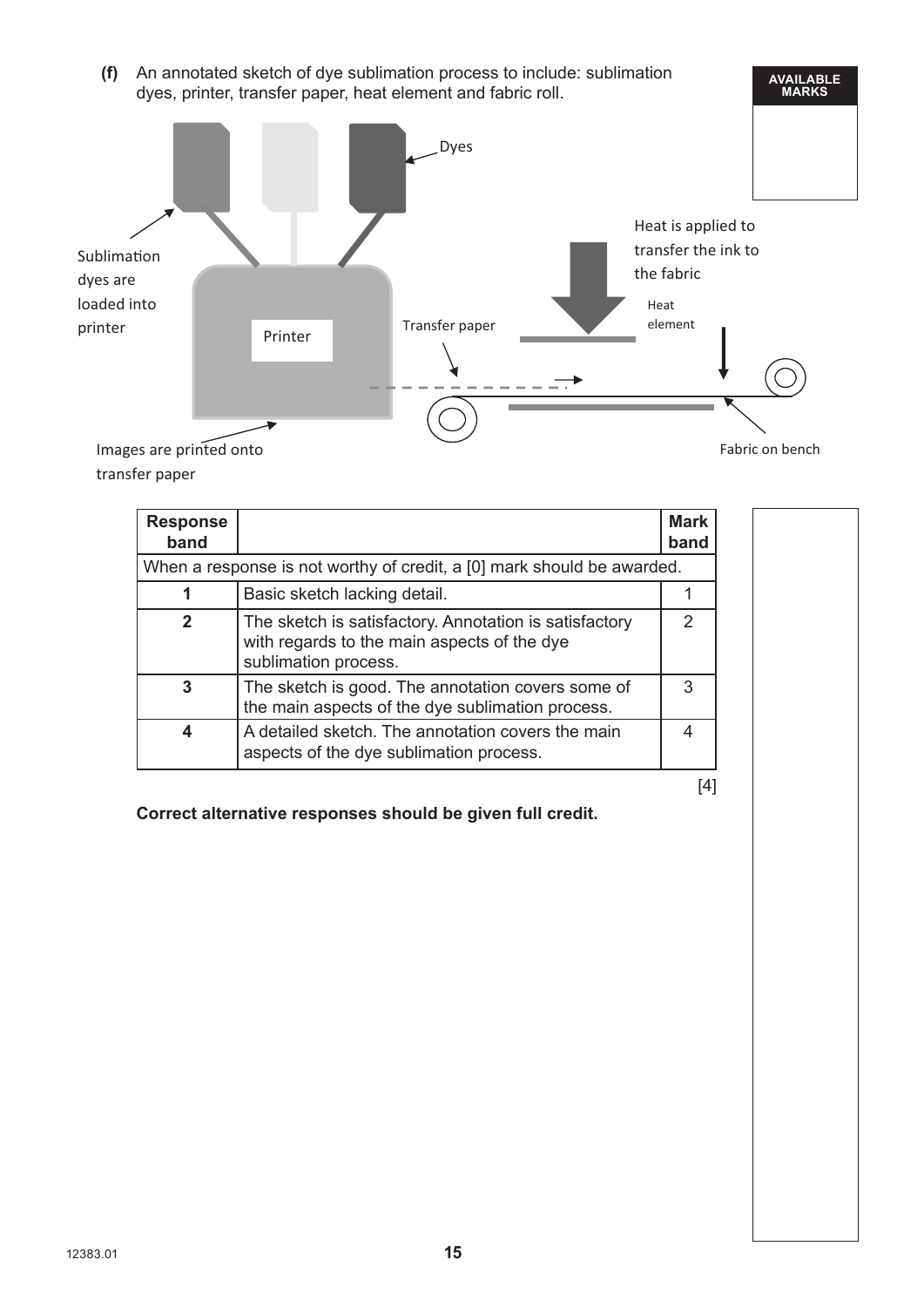**(f)** An annotated sketch of dye sublimation process to include: sublimation dyes, printer, transfer paper, heat element and fabric roll.

Dyes

Sublimation dyes are loaded into printer

Printer

Images are printed onto transfer paper

Transfer paper

Heat is applied to transfer the ink to the fabric

Heat element

Fabric on bench

| Response band | | Mark band |
|---|---|---|
| When a response is not worthy of credit, a [0] mark should be awarded. | | |
| 1 | Basic sketch lacking detail. | 1 |
| 2 | The sketch is satisfactory. Annotation is satisfactory with regards to the main aspects of the dye sublimation process. | 2 |
| 3 | The sketch is good. The annotation covers some of the main aspects of the dye sublimation process. | 3 |
| 4 | A detailed sketch. The annotation covers the main aspects of the dye sublimation process. | 4 |

[4]

**Correct alternative responses should be given full credit.**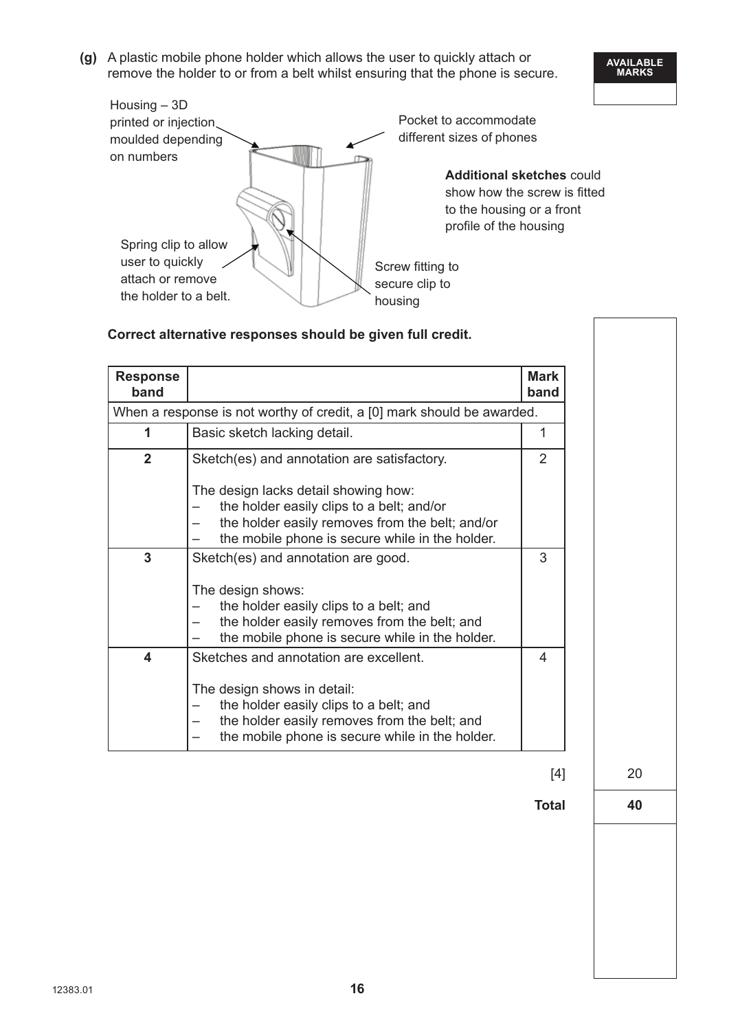**(g)** A plastic mobile phone holder which allows the user to quickly attach or remove the holder to or from a belt whilst ensuring that the phone is secure.

AVAILABLE MARKS

Housing – 3D printed or injection moulded depending on numbers

Pocket to accommodate different sizes of phones

**Additional sketches** could show how the screw is fitted to the housing or a front profile of the housing

Spring clip to allow user to quickly attach or remove the holder to a belt.

Screw fitting to secure clip to housing

**Correct alternative responses should be given full credit.**

| **Response band** | | **Mark band** |
|---|---|---|
| When a response is not worthy of credit, a [0] mark should be awarded. | | |
| **1** | Basic sketch lacking detail. | 1 |
| **2** | Sketch(es) and annotation are satisfactory.<br><br>The design lacks detail showing how:<br>– the holder easily clips to a belt; and/or<br>– the holder easily removes from the belt; and/or<br>– the mobile phone is secure while in the holder. | 2 |
| **3** | Sketch(es) and annotation are good.<br><br>The design shows:<br>– the holder easily clips to a belt; and<br>– the holder easily removes from the belt; and<br>– the mobile phone is secure while in the holder. | 3 |
| **4** | Sketches and annotation are excellent.<br><br>The design shows in detail:<br>– the holder easily clips to a belt; and<br>– the holder easily removes from the belt; and<br>– the mobile phone is secure while in the holder. | 4 |

[4] 20

**Total** **40**